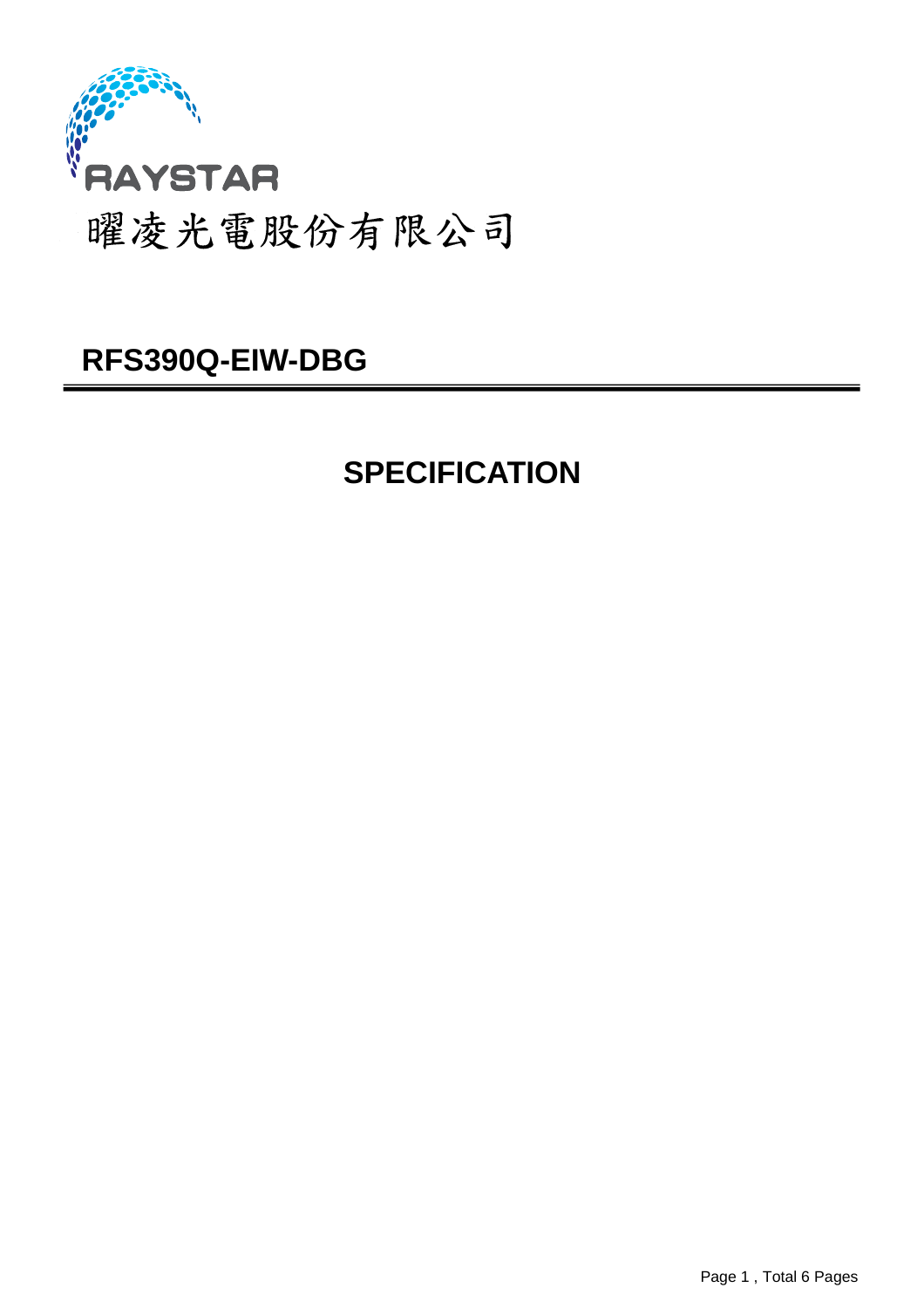RAYSTAR

曜凌光電股份有限公司

# RFS390Q-EIW-DBG

## SPECIFICATION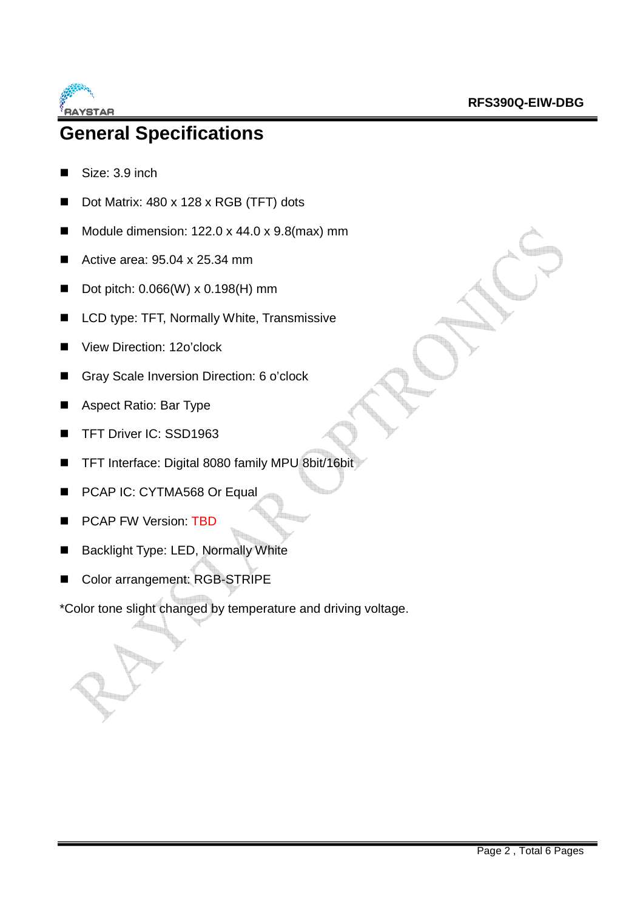# General Specifications

- Size: 3.9 inch
- Dot Matrix: 480 x 128 x RGB (TFT) dots
- Module dimension: 122.0 x 44.0 x 9.8(max) mm
- Active area: 95.04 x 25.34 mm
- Dot pitch: 0.066(W) x 0.198(H) mm
- LCD type: TFT, Normally White, Transmissive
- View Direction: 12o'clock
- Gray Scale Inversion Direction: 6 o'clock
- Aspect Ratio: Bar Type
- TFT Driver IC: SSD1963
- TFT Interface: Digital 8080 family MPU 8bit/16bit
- PCAP IC: CYTMA568 Or Equal
- PCAP FW Version: TBD
- Backlight Type: LED, Normally White
- Color arrangement: RGB-STRIPE

*Color tone slight changed by temperature and driving voltage.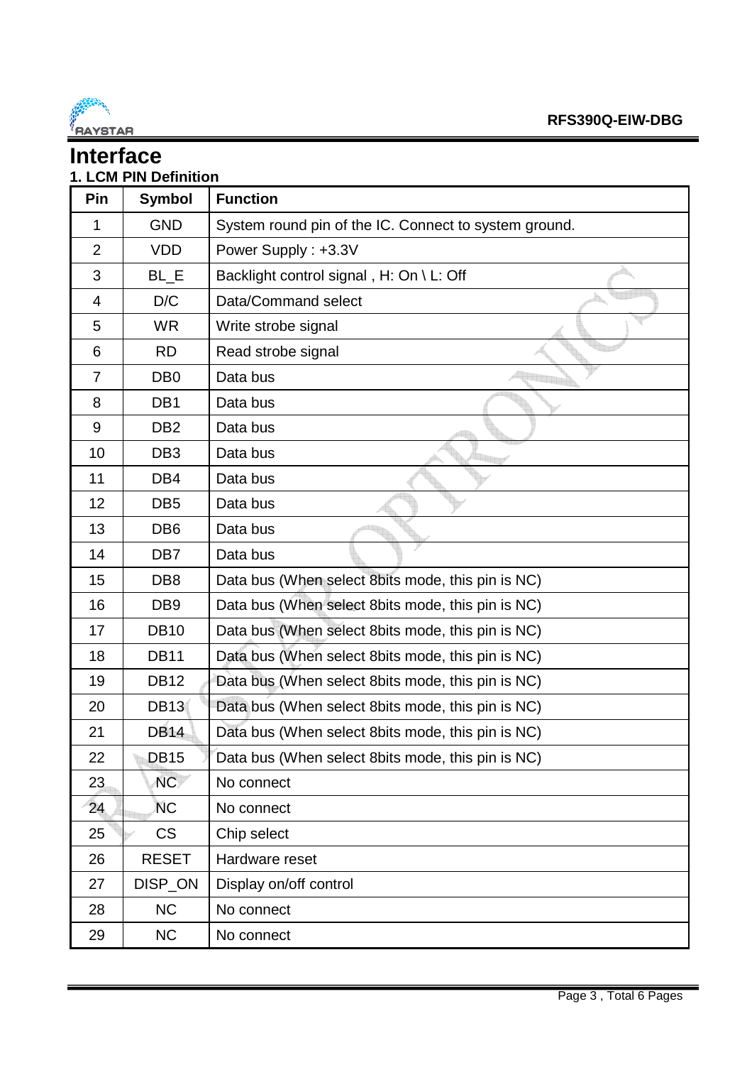# Interface

## 1. LCM PIN Definition

| Pin | Symbol | Function |
|---|---|---|
| 1 | GND | System round pin of the IC. Connect to system ground. |
| 2 | VDD | Power Supply : +3.3V |
| 3 | BL_E | Backlight control signal , H: On \ L: Off |
| 4 | D/C | Data/Command select |
| 5 | WR | Write strobe signal |
| 6 | RD | Read strobe signal |
| 7 | DB0 | Data bus |
| 8 | DB1 | Data bus |
| 9 | DB2 | Data bus |
| 10 | DB3 | Data bus |
| 11 | DB4 | Data bus |
| 12 | DB5 | Data bus |
| 13 | DB6 | Data bus |
| 14 | DB7 | Data bus |
| 15 | DB8 | Data bus (When select 8bits mode, this pin is NC) |
| 16 | DB9 | Data bus (When select 8bits mode, this pin is NC) |
| 17 | DB10 | Data bus (When select 8bits mode, this pin is NC) |
| 18 | DB11 | Data bus (When select 8bits mode, this pin is NC) |
| 19 | DB12 | Data bus (When select 8bits mode, this pin is NC) |
| 20 | DB13 | Data bus (When select 8bits mode, this pin is NC) |
| 21 | DB14 | Data bus (When select 8bits mode, this pin is NC) |
| 22 | DB15 | Data bus (When select 8bits mode, this pin is NC) |
| 23 | NC | No connect |
| 24 | NC | No connect |
| 25 | CS | Chip select |
| 26 | RESET | Hardware reset |
| 27 | DISP_ON | Display on/off control |
| 28 | NC | No connect |
| 29 | NC | No connect |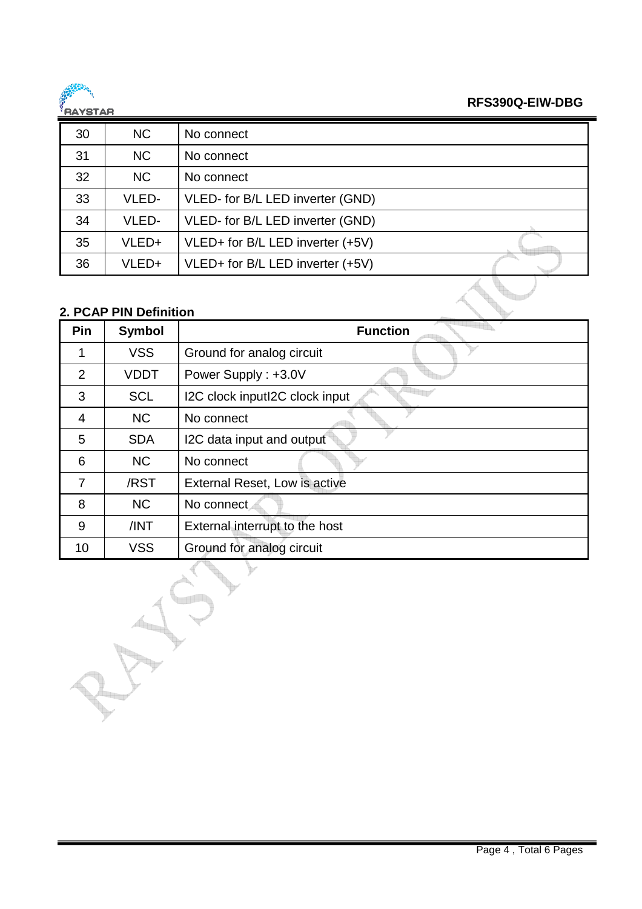| 30 | NC | No connect |
|---|---|---|
| 31 | NC | No connect |
| 32 | NC | No connect |
| 33 | VLED- | VLED- for B/L LED inverter (GND) |
| 34 | VLED- | VLED- for B/L LED inverter (GND) |
| 35 | VLED+ | VLED+ for B/L LED inverter (+5V) |
| 36 | VLED+ | VLED+ for B/L LED inverter (+5V) |

**2. PCAP PIN Definition**

| Pin | Symbol | Function |
|---|---|---|
| 1 | VSS | Ground for analog circuit |
| 2 | VDDT | Power Supply : +3.0V |
| 3 | SCL | I2C clock inputI2C clock input |
| 4 | NC | No connect |
| 5 | SDA | I2C data input and output |
| 6 | NC | No connect |
| 7 | /RST | External Reset, Low is active |
| 8 | NC | No connect |
| 9 | /INT | External interrupt to the host |
| 10 | VSS | Ground for analog circuit |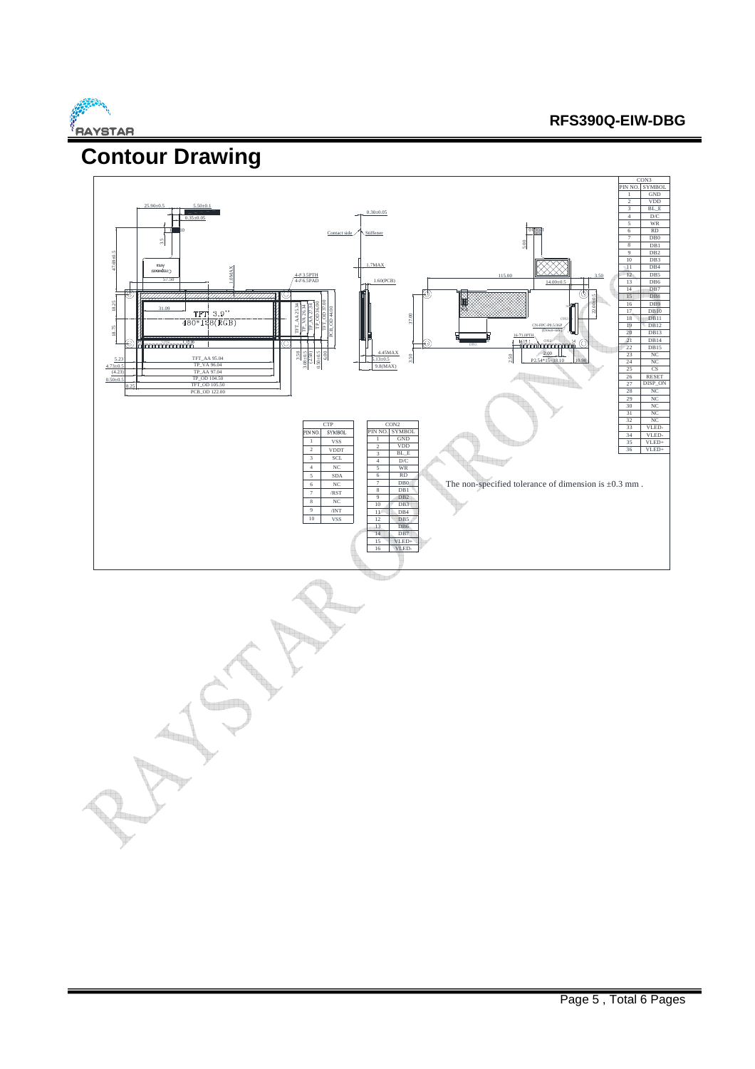# Contour Drawing

| PIN NO. | SYMBOL |
|---|---|
| 1 | GND |
| 2 | VDD |
| 3 | BL_E |
| 4 | D/C |
| 5 | WR |
| 6 | RD |
| 7 | DB0 |
| 8 | DB1 |
| 9 | DB2 |
| 10 | DB3 |
| 11 | DB4 |
| 12 | DB5 |
| 13 | DB6 |
| 14 | DB7 |
| 15 | DB8 |
| 16 | DB9 |
| 17 | DB10 |
| 18 | DB11 |
| 19 | DB12 |
| 20 | DB13 |
| 21 | DB14 |
| 22 | DB15 |
| 23 | NC |
| 24 | NC |
| 25 | CS |
| 26 | RESET |
| 27 | DISP_ON |
| 28 | NC |
| 29 | NC |
| 30 | NC |
| 31 | NC |
| 32 | NC |
| 33 | VLED- |
| 34 | VLED- |
| 35 | VLED+ |
| 36 | VLED+ |

CON3

| PIN NO | SYMBOL |
|---|---|
| 1 | VSS |
| 2 | VDDT |
| 3 | SCL |
| 4 | NC |
| 5 | SDA |
| 6 | NC |
| 7 | /RST |
| 8 | NC |
| 9 | /INT |
| 10 | VSS |

CTP

| PIN NO. | SYMBOL |
|---|---|
| 1 | GND |
| 2 | VDD |
| 3 | BL_E |
| 4 | D/C |
| 5 | WR |
| 6 | RD |
| 7 | DB0 |
| 8 | DB1 |
| 9 | DB2 |
| 10 | DB3 |
| 11 | DB4 |
| 12 | DB5 |
| 13 | DB6 |
| 14 | DB7 |
| 15 | VLED+ |
| 16 | VLED- |

CON2

The non-specified tolerance of dimension is ±0.3 mm .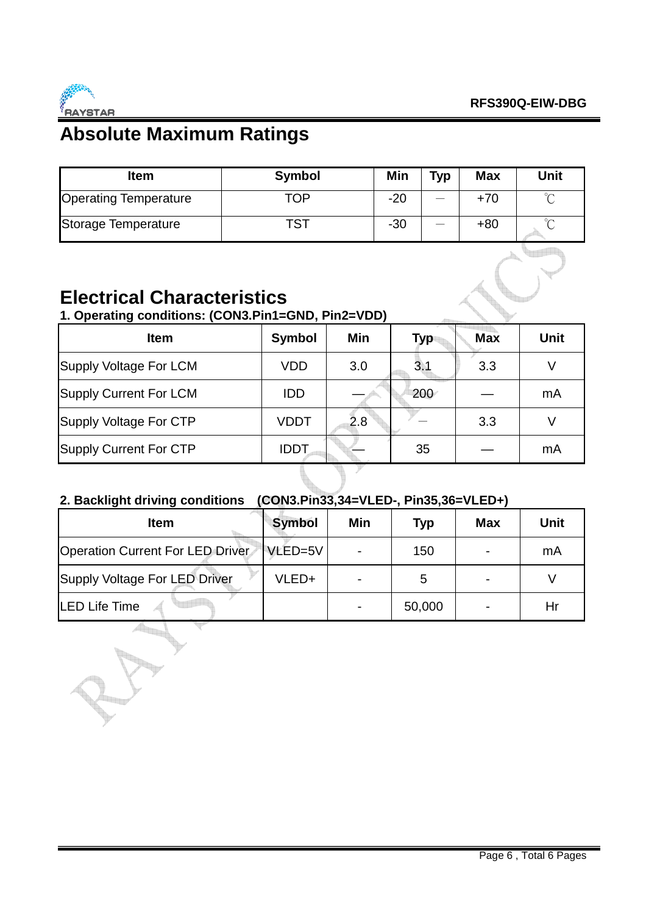# Absolute Maximum Ratings

| Item | Symbol | Min | Typ | Max | Unit |
|---|---|---|---|---|---|
| Operating Temperature | TOP | -20 | — | +70 | ℃ |
| Storage Temperature | TST | -30 | — | +80 | ℃ |

# Electrical Characteristics

**1. Operating conditions: (CON3.Pin1=GND, Pin2=VDD)**

| Item | Symbol | Min | Typ | Max | Unit |
|---|---|---|---|---|---|
| Supply Voltage For LCM | VDD | 3.0 | 3.1 | 3.3 | V |
| Supply Current For LCM | IDD | — | 200 | — | mA |
| Supply Voltage For CTP | VDDT | 2.8 | — | 3.3 | V |
| Supply Current For CTP | IDDT | — | 35 | — | mA |

**2. Backlight driving conditions (CON3.Pin33,34=VLED-, Pin35,36=VLED+)**

| Item | Symbol | Min | Typ | Max | Unit |
|---|---|---|---|---|---|
| Operation Current For LED Driver | VLED=5V | - | 150 | - | mA |
| Supply Voltage For LED Driver | VLED+ | - | 5 | - | V |
| LED Life Time | | - | 50,000 | - | Hr |